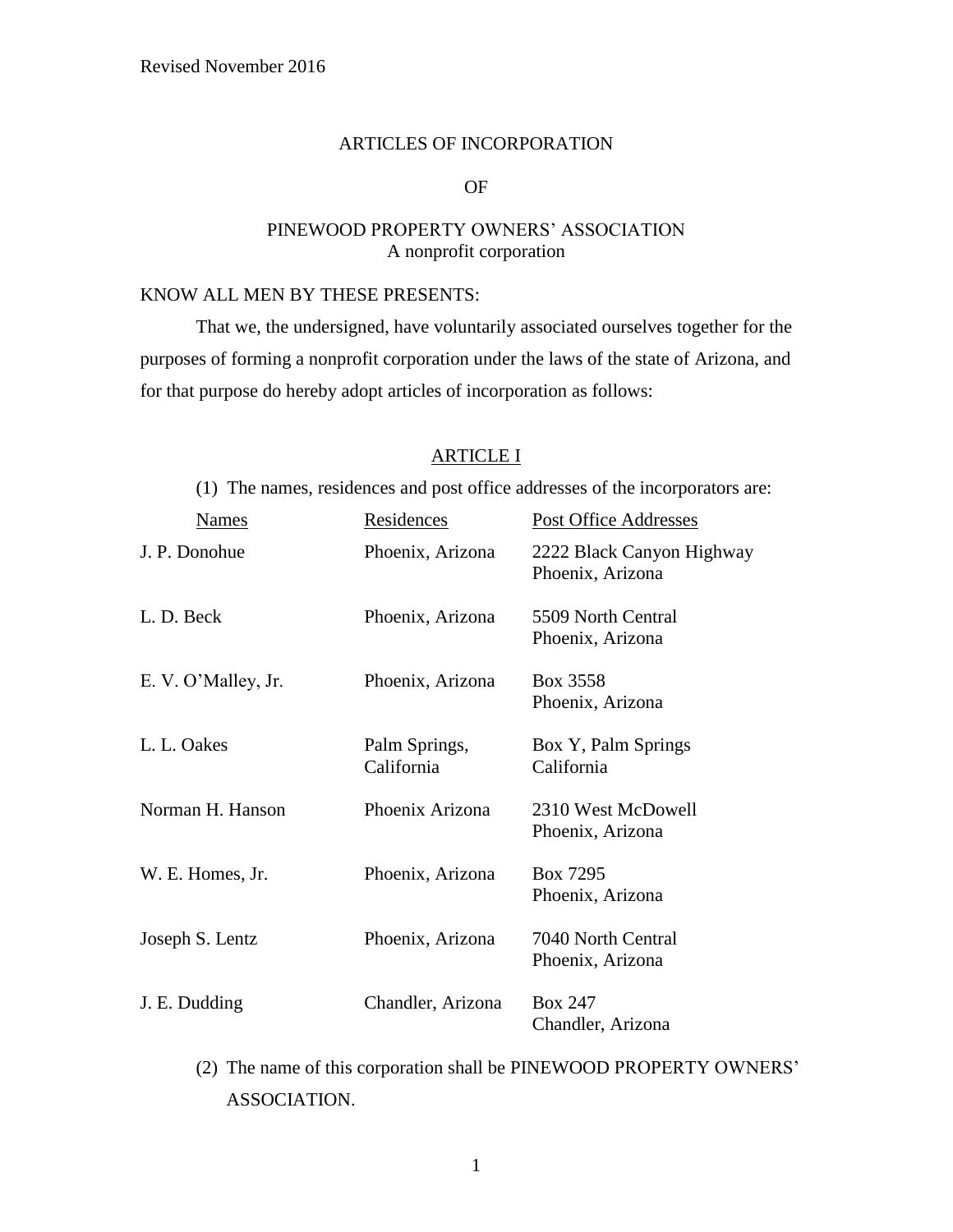Revised November 2016

# ARTICLES OF INCORPORATION

## OF

## PINEWOOD PROPERTY OWNERS' ASSOCIATION
A nonprofit corporation

KNOW ALL MEN BY THESE PRESENTS:

That we, the undersigned, have voluntarily associated ourselves together for the purposes of forming a nonprofit corporation under the laws of the state of Arizona, and for that purpose do hereby adopt articles of incorporation as follows:

### ARTICLE I

(1) The names, residences and post office addresses of the incorporators are:

| Names | Residences | Post Office Addresses |
|---|---|---|
| J. P. Donohue | Phoenix, Arizona | 2222 Black Canyon Highway Phoenix, Arizona |
| L. D. Beck | Phoenix, Arizona | 5509 North Central Phoenix, Arizona |
| E. V. O'Malley, Jr. | Phoenix, Arizona | Box 3558 Phoenix, Arizona |
| L. L. Oakes | Palm Springs, California | Box Y, Palm Springs California |
| Norman H. Hanson | Phoenix Arizona | 2310 West McDowell Phoenix, Arizona |
| W. E. Homes, Jr. | Phoenix, Arizona | Box 7295 Phoenix, Arizona |
| Joseph S. Lentz | Phoenix, Arizona | 7040 North Central Phoenix, Arizona |
| J. E. Dudding | Chandler, Arizona | Box 247 Chandler, Arizona |

(2) The name of this corporation shall be PINEWOOD PROPERTY OWNERS' ASSOCIATION.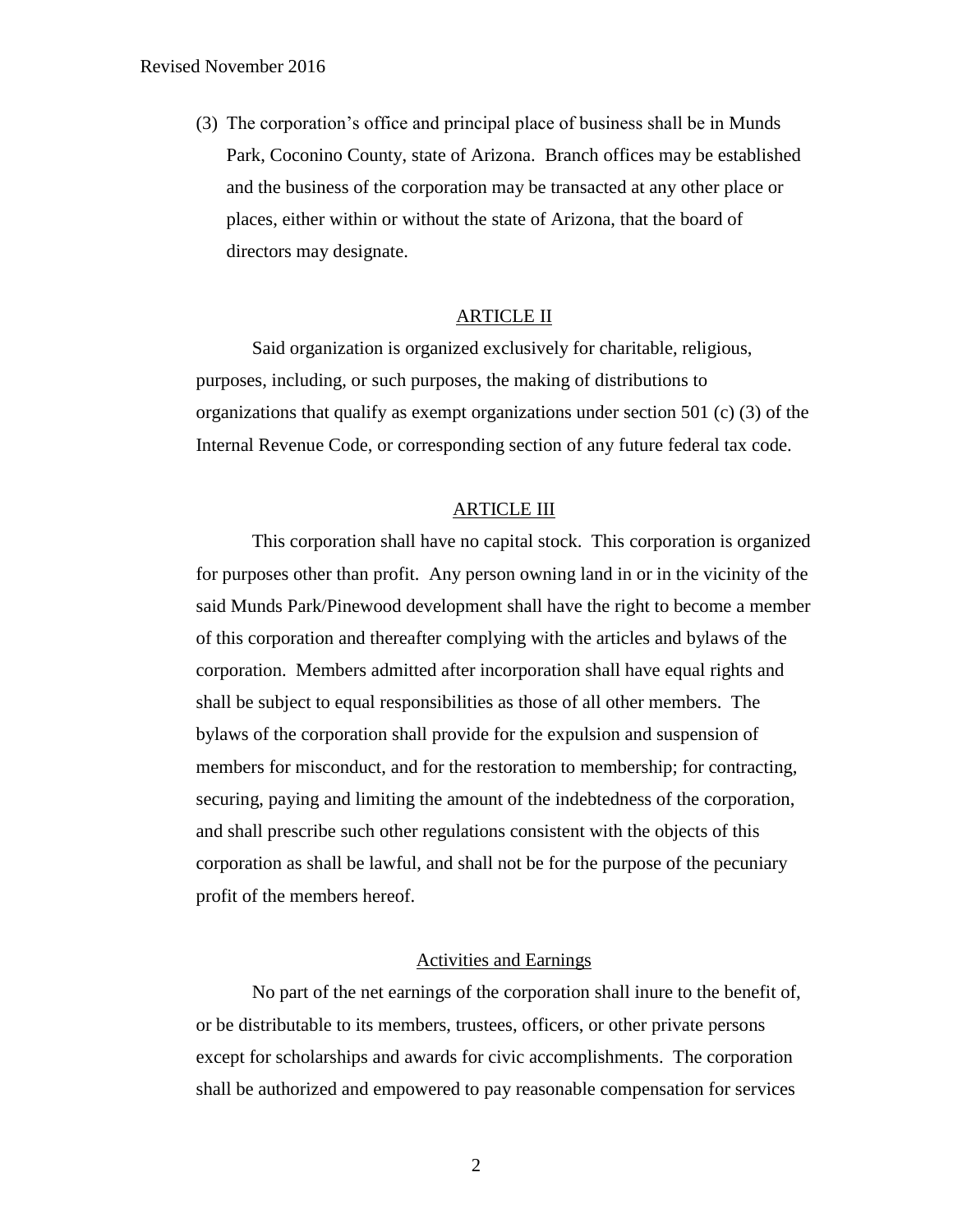(3) The corporation's office and principal place of business shall be in Munds Park, Coconino County, state of Arizona. Branch offices may be established and the business of the corporation may be transacted at any other place or places, either within or without the state of Arizona, that the board of directors may designate.

## ARTICLE II

Said organization is organized exclusively for charitable, religious, purposes, including, or such purposes, the making of distributions to organizations that qualify as exempt organizations under section 501 (c) (3) of the Internal Revenue Code, or corresponding section of any future federal tax code.

## ARTICLE III

This corporation shall have no capital stock. This corporation is organized for purposes other than profit. Any person owning land in or in the vicinity of the said Munds Park/Pinewood development shall have the right to become a member of this corporation and thereafter complying with the articles and bylaws of the corporation. Members admitted after incorporation shall have equal rights and shall be subject to equal responsibilities as those of all other members. The bylaws of the corporation shall provide for the expulsion and suspension of members for misconduct, and for the restoration to membership; for contracting, securing, paying and limiting the amount of the indebtedness of the corporation, and shall prescribe such other regulations consistent with the objects of this corporation as shall be lawful, and shall not be for the purpose of the pecuniary profit of the members hereof.

### Activities and Earnings

No part of the net earnings of the corporation shall inure to the benefit of, or be distributable to its members, trustees, officers, or other private persons except for scholarships and awards for civic accomplishments. The corporation shall be authorized and empowered to pay reasonable compensation for services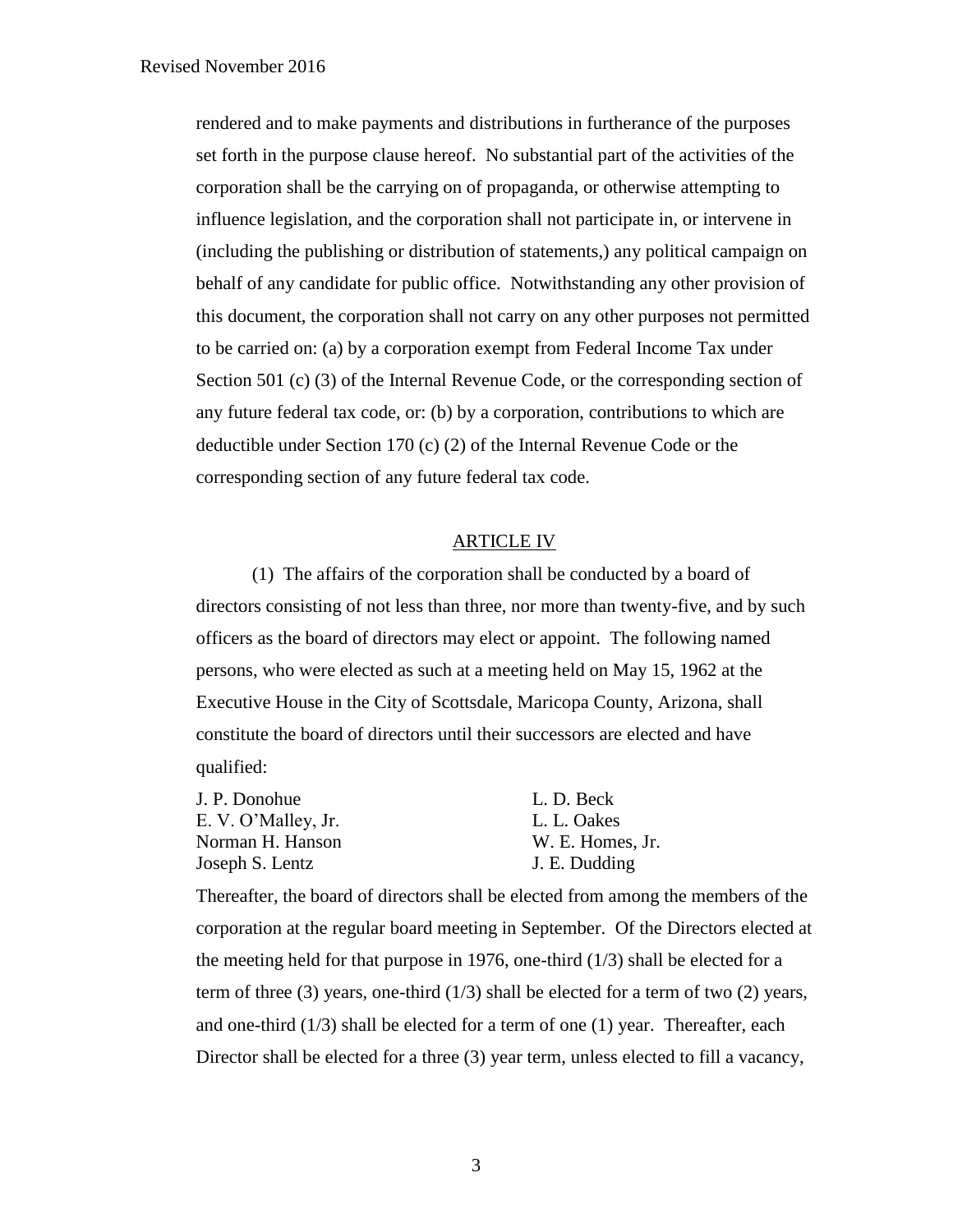rendered and to make payments and distributions in furtherance of the purposes set forth in the purpose clause hereof. No substantial part of the activities of the corporation shall be the carrying on of propaganda, or otherwise attempting to influence legislation, and the corporation shall not participate in, or intervene in (including the publishing or distribution of statements,) any political campaign on behalf of any candidate for public office. Notwithstanding any other provision of this document, the corporation shall not carry on any other purposes not permitted to be carried on: (a) by a corporation exempt from Federal Income Tax under Section 501 (c) (3) of the Internal Revenue Code, or the corresponding section of any future federal tax code, or: (b) by a corporation, contributions to which are deductible under Section 170 (c) (2) of the Internal Revenue Code or the corresponding section of any future federal tax code.

## ARTICLE IV

(1) The affairs of the corporation shall be conducted by a board of directors consisting of not less than three, nor more than twenty-five, and by such officers as the board of directors may elect or appoint. The following named persons, who were elected as such at a meeting held on May 15, 1962 at the Executive House in the City of Scottsdale, Maricopa County, Arizona, shall constitute the board of directors until their successors are elected and have qualified:

J. P. Donohue
E. V. O'Malley, Jr.
Norman H. Hanson
Joseph S. Lentz
L. D. Beck
L. L. Oakes
W. E. Homes, Jr.
J. E. Dudding

Thereafter, the board of directors shall be elected from among the members of the corporation at the regular board meeting in September. Of the Directors elected at the meeting held for that purpose in 1976, one-third (1/3) shall be elected for a term of three (3) years, one-third (1/3) shall be elected for a term of two (2) years, and one-third (1/3) shall be elected for a term of one (1) year. Thereafter, each Director shall be elected for a three (3) year term, unless elected to fill a vacancy,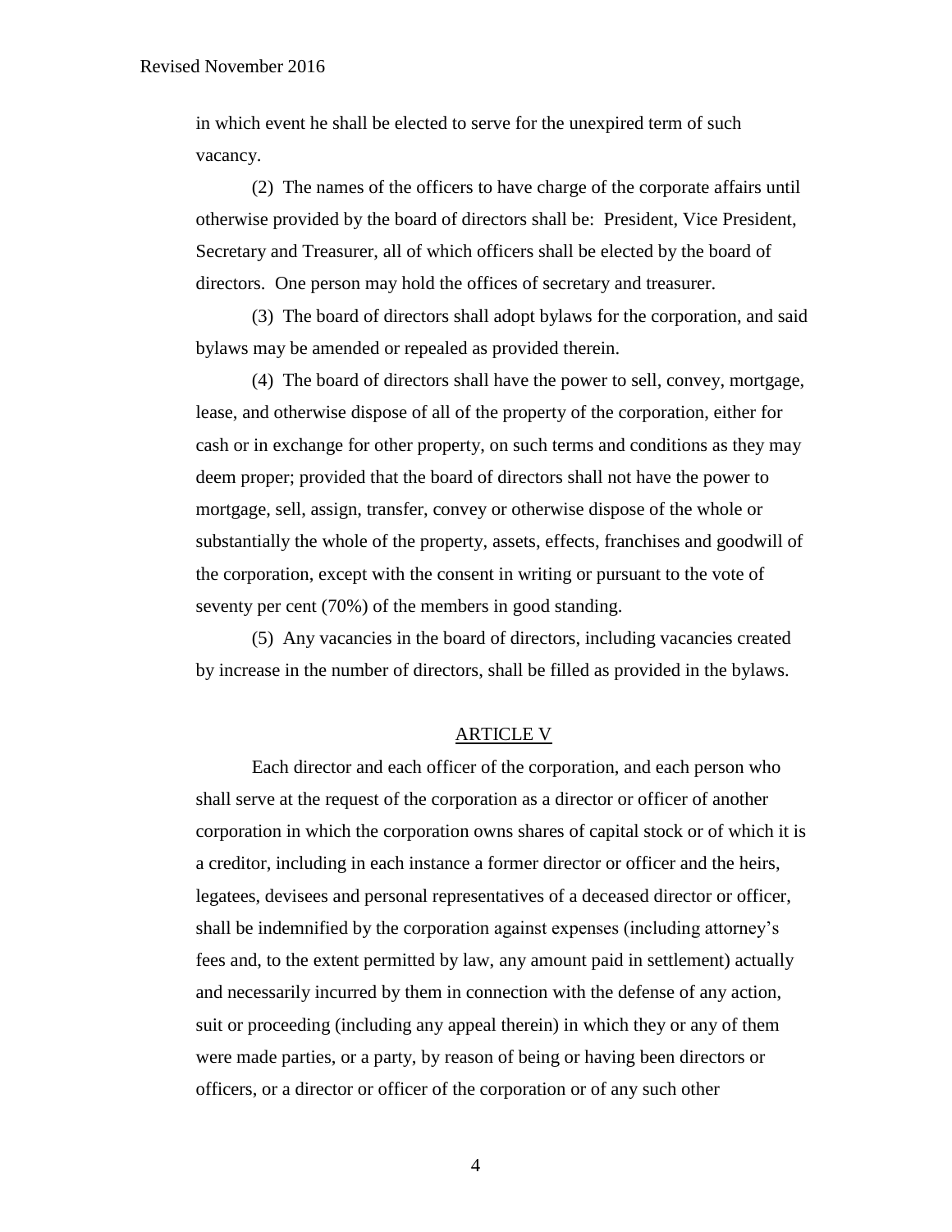in which event he shall be elected to serve for the unexpired term of such vacancy.

(2) The names of the officers to have charge of the corporate affairs until otherwise provided by the board of directors shall be: President, Vice President, Secretary and Treasurer, all of which officers shall be elected by the board of directors. One person may hold the offices of secretary and treasurer.

(3) The board of directors shall adopt bylaws for the corporation, and said bylaws may be amended or repealed as provided therein.

(4) The board of directors shall have the power to sell, convey, mortgage, lease, and otherwise dispose of all of the property of the corporation, either for cash or in exchange for other property, on such terms and conditions as they may deem proper; provided that the board of directors shall not have the power to mortgage, sell, assign, transfer, convey or otherwise dispose of the whole or substantially the whole of the property, assets, effects, franchises and goodwill of the corporation, except with the consent in writing or pursuant to the vote of seventy per cent (70%) of the members in good standing.

(5) Any vacancies in the board of directors, including vacancies created by increase in the number of directors, shall be filled as provided in the bylaws.

## ARTICLE V

Each director and each officer of the corporation, and each person who shall serve at the request of the corporation as a director or officer of another corporation in which the corporation owns shares of capital stock or of which it is a creditor, including in each instance a former director or officer and the heirs, legatees, devisees and personal representatives of a deceased director or officer, shall be indemnified by the corporation against expenses (including attorney's fees and, to the extent permitted by law, any amount paid in settlement) actually and necessarily incurred by them in connection with the defense of any action, suit or proceeding (including any appeal therein) in which they or any of them were made parties, or a party, by reason of being or having been directors or officers, or a director or officer of the corporation or of any such other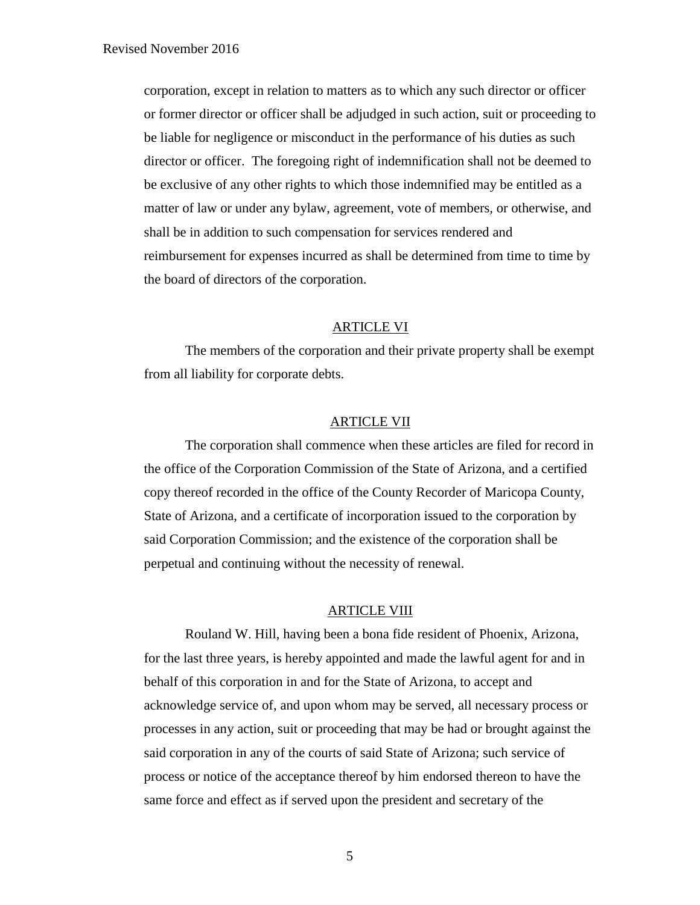corporation, except in relation to matters as to which any such director or officer or former director or officer shall be adjudged in such action, suit or proceeding to be liable for negligence or misconduct in the performance of his duties as such director or officer. The foregoing right of indemnification shall not be deemed to be exclusive of any other rights to which those indemnified may be entitled as a matter of law or under any bylaw, agreement, vote of members, or otherwise, and shall be in addition to such compensation for services rendered and reimbursement for expenses incurred as shall be determined from time to time by the board of directors of the corporation.

## ARTICLE VI

The members of the corporation and their private property shall be exempt from all liability for corporate debts.

## ARTICLE VII

The corporation shall commence when these articles are filed for record in the office of the Corporation Commission of the State of Arizona, and a certified copy thereof recorded in the office of the County Recorder of Maricopa County, State of Arizona, and a certificate of incorporation issued to the corporation by said Corporation Commission; and the existence of the corporation shall be perpetual and continuing without the necessity of renewal.

## ARTICLE VIII

Rouland W. Hill, having been a bona fide resident of Phoenix, Arizona, for the last three years, is hereby appointed and made the lawful agent for and in behalf of this corporation in and for the State of Arizona, to accept and acknowledge service of, and upon whom may be served, all necessary process or processes in any action, suit or proceeding that may be had or brought against the said corporation in any of the courts of said State of Arizona; such service of process or notice of the acceptance thereof by him endorsed thereon to have the same force and effect as if served upon the president and secretary of the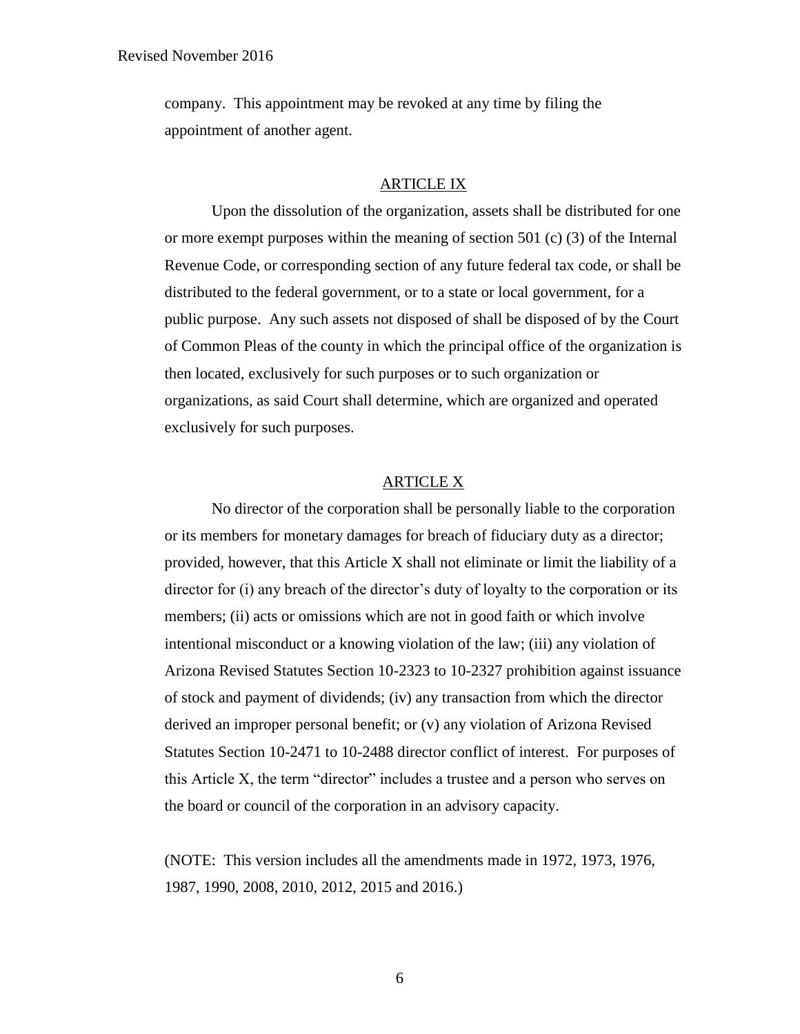company. This appointment may be revoked at any time by filing the appointment of another agent.

## ARTICLE IX

Upon the dissolution of the organization, assets shall be distributed for one or more exempt purposes within the meaning of section 501 (c) (3) of the Internal Revenue Code, or corresponding section of any future federal tax code, or shall be distributed to the federal government, or to a state or local government, for a public purpose. Any such assets not disposed of shall be disposed of by the Court of Common Pleas of the county in which the principal office of the organization is then located, exclusively for such purposes or to such organization or organizations, as said Court shall determine, which are organized and operated exclusively for such purposes.

## ARTICLE X

No director of the corporation shall be personally liable to the corporation or its members for monetary damages for breach of fiduciary duty as a director; provided, however, that this Article X shall not eliminate or limit the liability of a director for (i) any breach of the director's duty of loyalty to the corporation or its members; (ii) acts or omissions which are not in good faith or which involve intentional misconduct or a knowing violation of the law; (iii) any violation of Arizona Revised Statutes Section 10-2323 to 10-2327 prohibition against issuance of stock and payment of dividends; (iv) any transaction from which the director derived an improper personal benefit; or (v) any violation of Arizona Revised Statutes Section 10-2471 to 10-2488 director conflict of interest. For purposes of this Article X, the term "director" includes a trustee and a person who serves on the board or council of the corporation in an advisory capacity.

(NOTE: This version includes all the amendments made in 1972, 1973, 1976, 1987, 1990, 2008, 2010, 2012, 2015 and 2016.)